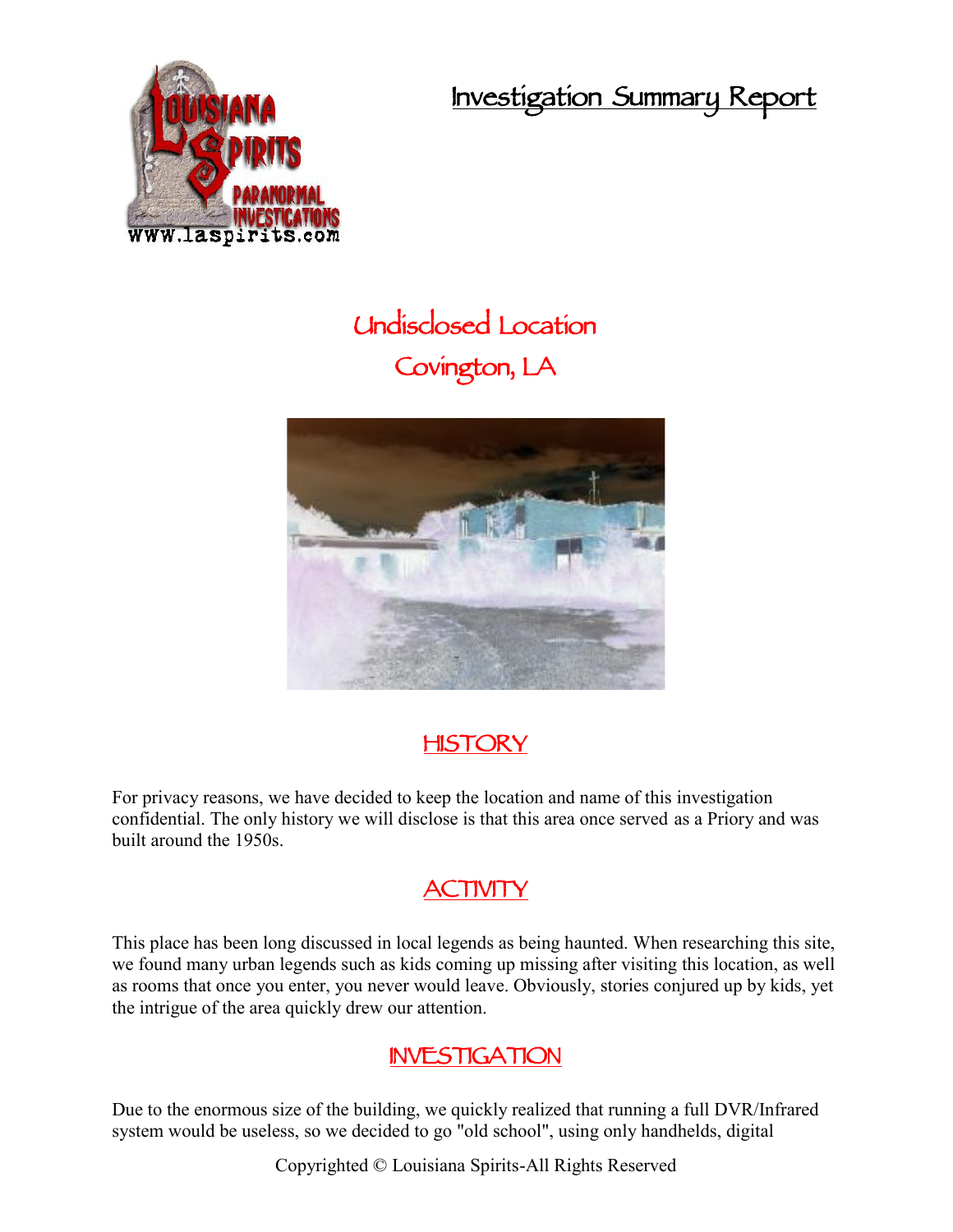# Investigation Summary Report

## Undisclosed Location
## Covington, LA

## HISTORY

For privacy reasons, we have decided to keep the location and name of this investigation confidential. The only history we will disclose is that this area once served as a Priory and was built around the 1950s.

## ACTIVITY

This place has been long discussed in local legends as being haunted. When researching this site, we found many urban legends such as kids coming up missing after visiting this location, as well as rooms that once you enter, you never would leave. Obviously, stories conjured up by kids, yet the intrigue of the area quickly drew our attention.

## INVESTIGATION

Due to the enormous size of the building, we quickly realized that running a full DVR/Infrared system would be useless, so we decided to go "old school", using only handhelds, digital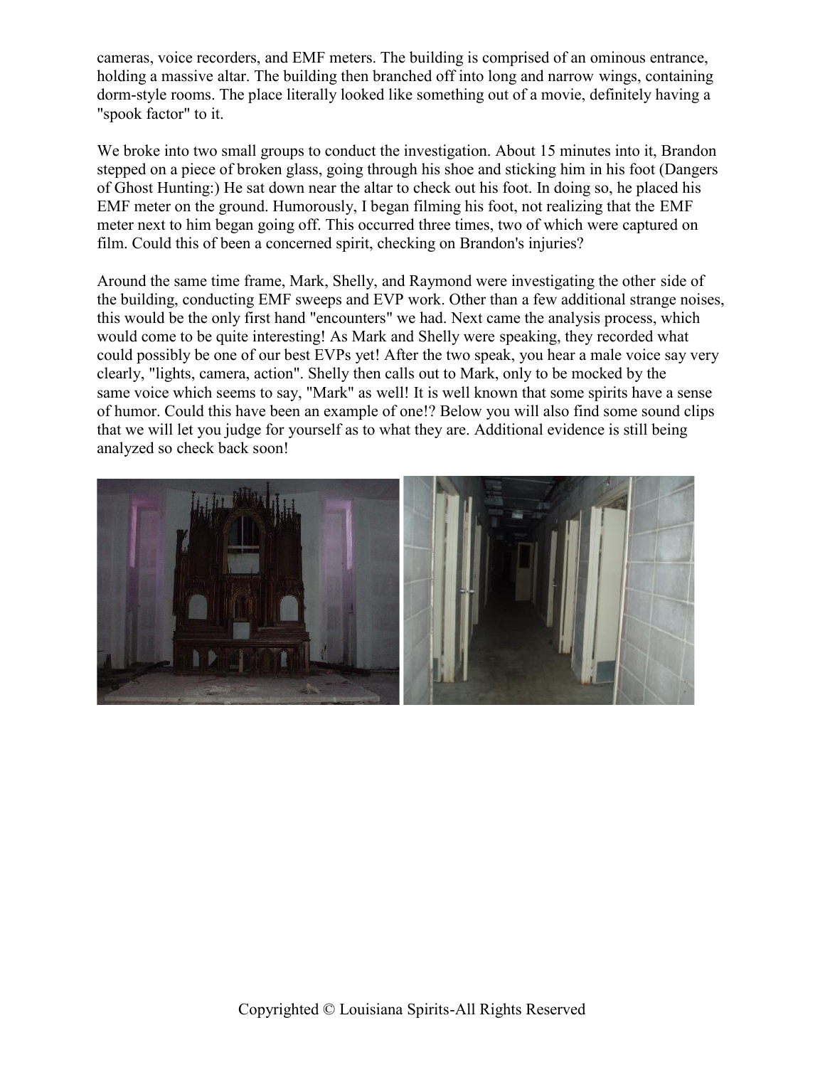cameras, voice recorders, and EMF meters. The building is comprised of an ominous entrance, holding a massive altar. The building then branched off into long and narrow wings, containing dorm-style rooms. The place literally looked like something out of a movie, definitely having a "spook factor" to it.

We broke into two small groups to conduct the investigation. About 15 minutes into it, Brandon stepped on a piece of broken glass, going through his shoe and sticking him in his foot (Dangers of Ghost Hunting:) He sat down near the altar to check out his foot. In doing so, he placed his EMF meter on the ground. Humorously, I began filming his foot, not realizing that the EMF meter next to him began going off. This occurred three times, two of which were captured on film. Could this of been a concerned spirit, checking on Brandon's injuries?

Around the same time frame, Mark, Shelly, and Raymond were investigating the other side of the building, conducting EMF sweeps and EVP work. Other than a few additional strange noises, this would be the only first hand "encounters" we had. Next came the analysis process, which would come to be quite interesting! As Mark and Shelly were speaking, they recorded what could possibly be one of our best EVPs yet! After the two speak, you hear a male voice say very clearly, "lights, camera, action". Shelly then calls out to Mark, only to be mocked by the same voice which seems to say, "Mark" as well! It is well known that some spirits have a sense of humor. Could this have been an example of one!? Below you will also find some sound clips that we will let you judge for yourself as to what they are. Additional evidence is still being analyzed so check back soon!

Copyrighted © Louisiana Spirits-All Rights Reserved